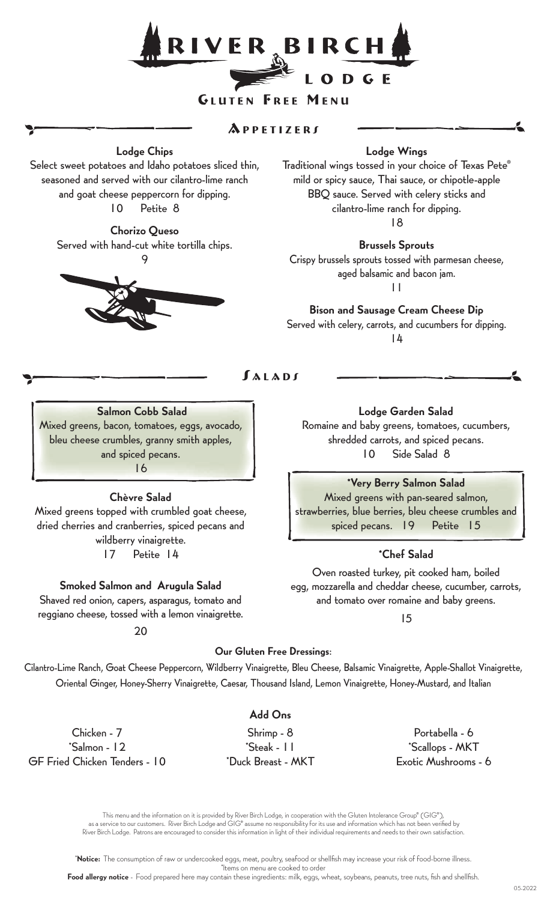# RIVER BIRCH LODGE

## Gluten Free Menu

## Appetizers

**Lodge Chips**
Select sweet potatoes and Idaho potatoes sliced thin, seasoned and served with our cilantro-lime ranch and goat cheese peppercorn for dipping.
10 Petite 8

**Chorizo Queso**
Served with hand-cut white tortilla chips.
9

**Lodge Wings**
Traditional wings tossed in your choice of Texas Pete® mild or spicy sauce, Thai sauce, or chipotle-apple BBQ sauce. Served with celery sticks and cilantro-lime ranch for dipping.
18

**Brussels Sprouts**
Crispy brussels sprouts tossed with parmesan cheese, aged balsamic and bacon jam.
11

**Bison and Sausage Cream Cheese Dip**
Served with celery, carrots, and cucumbers for dipping.
14

## Salads

**Salmon Cobb Salad**
Mixed greens, bacon, tomatoes, eggs, avocado, bleu cheese crumbles, granny smith apples, and spiced pecans.
16

**Chèvre Salad**
Mixed greens topped with crumbled goat cheese, dried cherries and cranberries, spiced pecans and wildberry vinaigrette.
17 Petite 14

**Smoked Salmon and Arugula Salad**
Shaved red onion, capers, asparagus, tomato and reggiano cheese, tossed with a lemon vinaigrette.
20

**Lodge Garden Salad**
Romaine and baby greens, tomatoes, cucumbers, shredded carrots, and spiced pecans.
10 Side Salad 8

**\*Very Berry Salmon Salad**
Mixed greens with pan-seared salmon, strawberries, blue berries, bleu cheese crumbles and spiced pecans. 19 Petite 15

**\*Chef Salad**
Oven roasted turkey, pit cooked ham, boiled egg, mozzarella and cheddar cheese, cucumber, carrots, and tomato over romaine and baby greens.
15

**Our Gluten Free Dressings**:
Cilantro-Lime Ranch, Goat Cheese Peppercorn, Wildberry Vinaigrette, Bleu Cheese, Balsamic Vinaigrette, Apple-Shallot Vinaigrette, Oriental Ginger, Honey-Sherry Vinaigrette, Caesar, Thousand Island, Lemon Vinaigrette, Honey-Mustard, and Italian

**Add Ons**

Chicken - 7
\*Salmon - 12
GF Fried Chicken Tenders - 10
Shrimp - 8
\*Steak - 11
\*Duck Breast - MKT
Portabella - 6
\*Scallops - MKT
Exotic Mushrooms - 6

This menu and the information on it is provided by River Birch Lodge, in cooperation with the Gluten Intolerance Group® (GIG®), as a service to our customers. River Birch Lodge and GIG® assume no responsibility for its use and information which has not been verified by River Birch Lodge. Patrons are encouraged to consider this information in light of their individual requirements and needs to their own satisfaction.

\***Notice:** The consumption of raw or undercooked eggs, meat, poultry, seafood or shellfish may increase your risk of food-borne illness.
\*Items on menu are cooked to order

**Food allergy notice** - Food prepared here may contain these ingredients: milk, eggs, wheat, soybeans, peanuts, tree nuts, fish and shellfish.

05-2022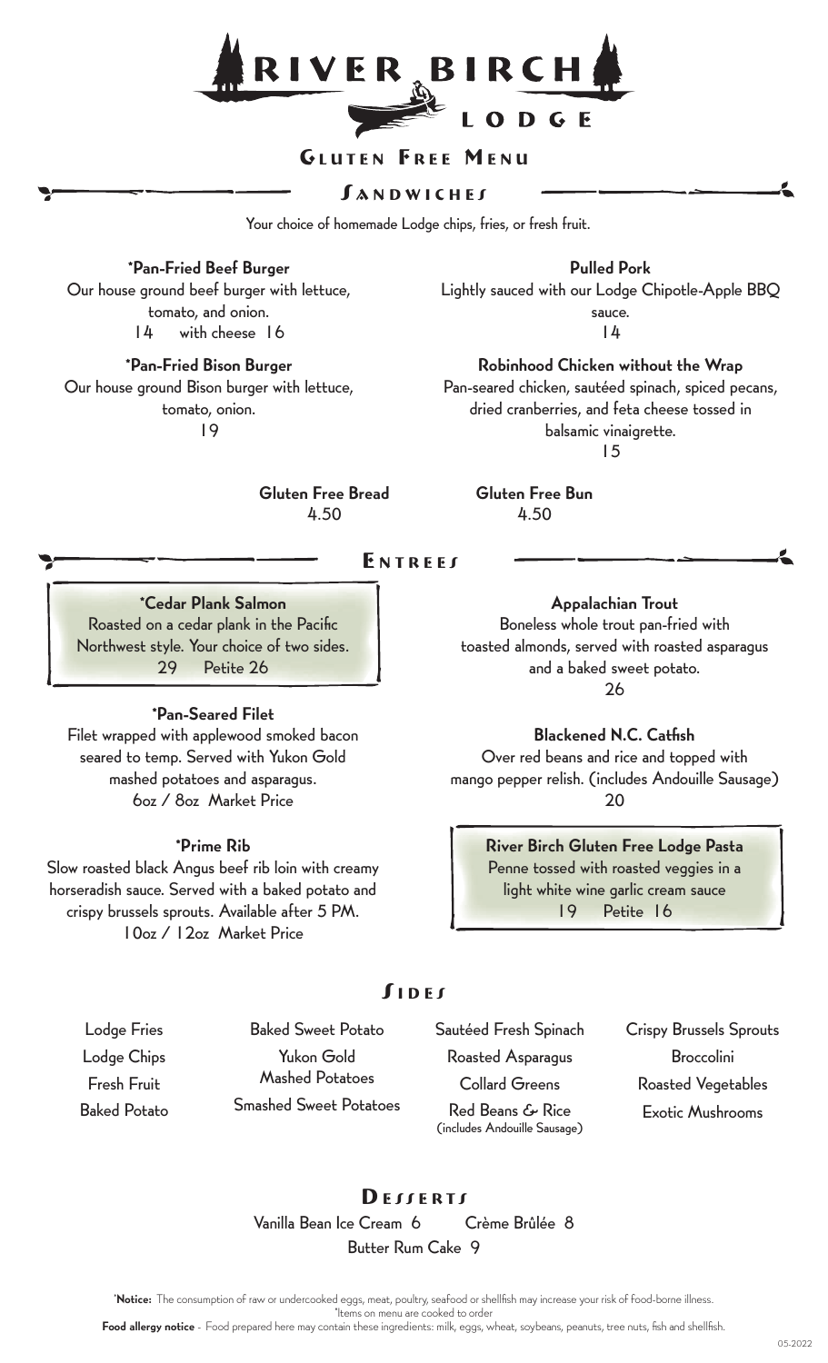# RIVER BIRCH LODGE

## Gluten Free Menu

### Sandwiches

Your choice of homemade Lodge chips, fries, or fresh fruit.

**\*Pan-Fried Beef Burger**
Our house ground beef burger with lettuce, tomato, and onion.
14 with cheese 16

**\*Pan-Fried Bison Burger**
Our house ground Bison burger with lettuce, tomato, onion.
19

**Pulled Pork**
Lightly sauced with our Lodge Chipotle-Apple BBQ sauce.
14

**Robinhood Chicken without the Wrap**
Pan-seared chicken, sautéed spinach, spiced pecans, dried cranberries, and feta cheese tossed in balsamic vinaigrette.
15

**Gluten Free Bread**
4.50

**Gluten Free Bun**
4.50

### Entrees

**\*Cedar Plank Salmon**
Roasted on a cedar plank in the Pacific Northwest style. Your choice of two sides.
29 Petite 26

**\*Pan-Seared Filet**
Filet wrapped with applewood smoked bacon seared to temp. Served with Yukon Gold mashed potatoes and asparagus.
6oz / 8oz Market Price

**\*Prime Rib**
Slow roasted black Angus beef rib loin with creamy horseradish sauce. Served with a baked potato and crispy brussels sprouts. Available after 5 PM.
10oz / 12oz Market Price

**Appalachian Trout**
Boneless whole trout pan-fried with toasted almonds, served with roasted asparagus and a baked sweet potato.
26

**Blackened N.C. Catfish**
Over red beans and rice and topped with mango pepper relish. (includes Andouille Sausage)
20

**River Birch Gluten Free Lodge Pasta**
Penne tossed with roasted veggies in a light white wine garlic cream sauce
19 Petite 16

### Sides

- Lodge Fries
- Lodge Chips
- Fresh Fruit
- Baked Potato
- Baked Sweet Potato
- Yukon Gold Mashed Potatoes
- Smashed Sweet Potatoes
- Sautéed Fresh Spinach
- Roasted Asparagus
- Collard Greens
- Red Beans & Rice (includes Andouille Sausage)
- Crispy Brussels Sprouts
- Broccolini
- Roasted Vegetables
- Exotic Mushrooms

### Desserts

Vanilla Bean Ice Cream 6 Crème Brûlée 8
Butter Rum Cake 9

\***Notice:** The consumption of raw or undercooked eggs, meat, poultry, seafood or shellfish may increase your risk of food-borne illness.
\*Items on menu are cooked to order

**Food allergy notice** - Food prepared here may contain these ingredients: milk, eggs, wheat, soybeans, peanuts, tree nuts, fish and shellfish.

05.2022